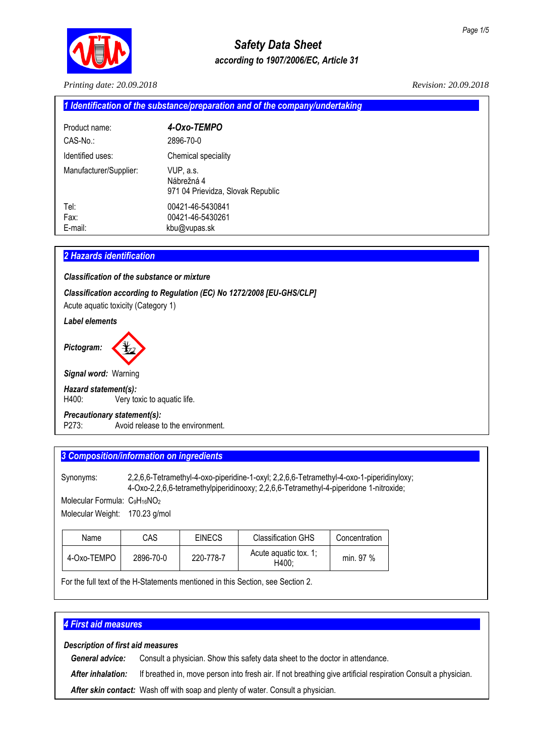# Safety Data Sheet

*according to 1907/2006/EC, Article 31*

*Printing date: 20.09.2018*

*Revision: 20.09.2018*

## 1 Identification of the substance/preparation and of the company/undertaking

Product name: ***4-Oxo-TEMPO***

CAS-No.: 2896-70-0

Identified uses: Chemical speciality

Manufacturer/Supplier: VUP, a.s.
Nábrežná 4
971 04 Prievidza, Slovak Republic

Tel: 00421-46-5430841
Fax: 00421-46-5430261
E-mail: kbu@vupas.sk

## 2 Hazards identification

***Classification of the substance or mixture***

***Classification according to Regulation (EC) No 1272/2008 [EU-GHS/CLP]***

Acute aquatic toxicity (Category 1)

***Label elements***

***Pictogram:***

***Signal word:*** Warning

***Hazard statement(s):***
H400: Very toxic to aquatic life.

***Precautionary statement(s):***
P273: Avoid release to the environment.

## 3 Composition/information on ingredients

Synonyms: 2,2,6,6-Tetramethyl-4-oxo-piperidine-1-oxyl; 2,2,6,6-Tetramethyl-4-oxo-1-piperidinyloxy; 4-Oxo-2,2,6,6-tetramethylpiperidinooxy; 2,2,6,6-Tetramethyl-4-piperidone 1-nitroxide;

Molecular Formula: $C_9H_{16}NO_2$

Molecular Weight: 170.23 g/mol

| Name | CAS | EINECS | Classification GHS | Concentration |
|---|---|---|---|---|
| 4-Oxo-TEMPO | 2896-70-0 | 220-778-7 | Acute aquatic tox. 1; H400; | min. 97 % |

For the full text of the H-Statements mentioned in this Section, see Section 2.

## 4 First aid measures

***Description of first aid measures***

***General advice:*** Consult a physician. Show this safety data sheet to the doctor in attendance.

***After inhalation:*** If breathed in, move person into fresh air. If not breathing give artificial respiration Consult a physician.

***After skin contact:*** Wash off with soap and plenty of water. Consult a physician.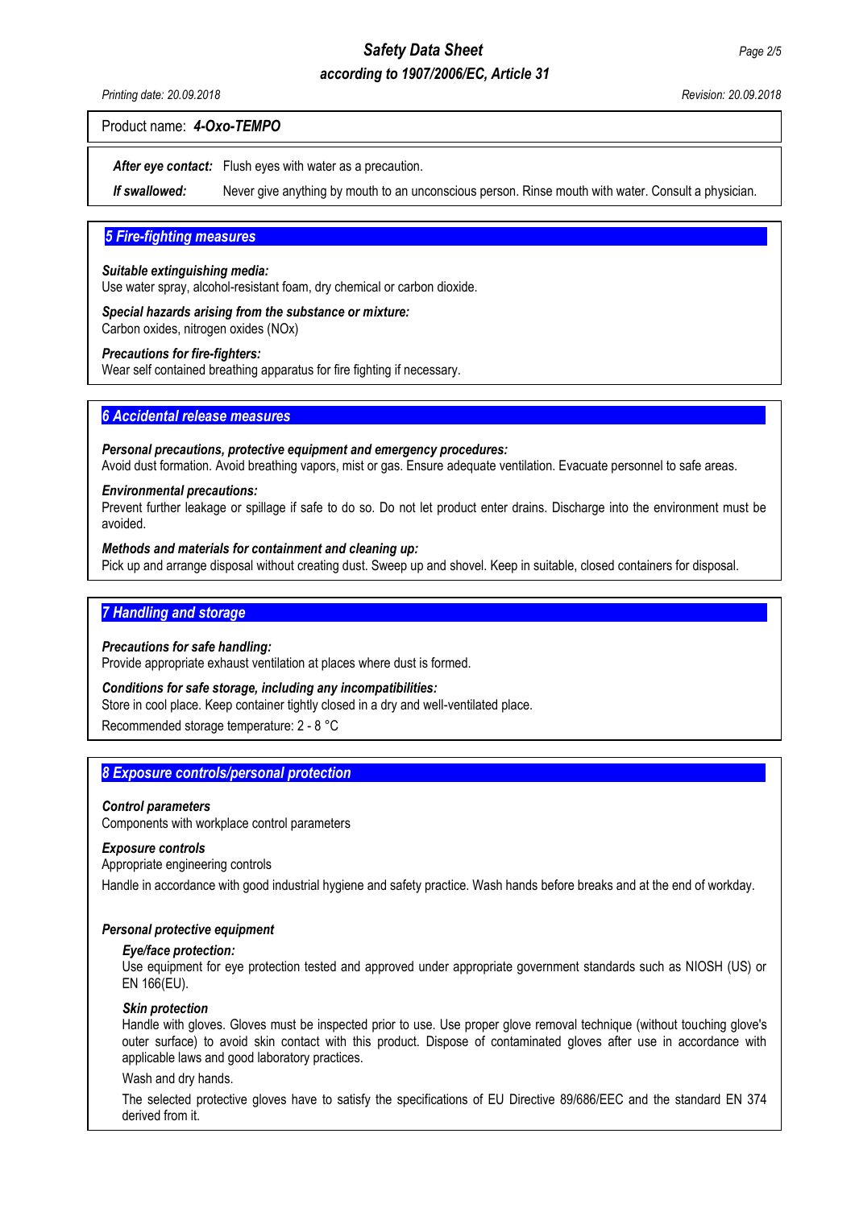Product name: ***4-Oxo-TEMPO***

***After eye contact:*** Flush eyes with water as a precaution.

***If swallowed:*** Never give anything by mouth to an unconscious person. Rinse mouth with water. Consult a physician.

## 5 Fire-fighting measures

***Suitable extinguishing media:***
Use water spray, alcohol-resistant foam, dry chemical or carbon dioxide.

***Special hazards arising from the substance or mixture:***
Carbon oxides, nitrogen oxides (NOx)

***Precautions for fire-fighters:***
Wear self contained breathing apparatus for fire fighting if necessary.

## 6 Accidental release measures

***Personal precautions, protective equipment and emergency procedures:***
Avoid dust formation. Avoid breathing vapors, mist or gas. Ensure adequate ventilation. Evacuate personnel to safe areas.

***Environmental precautions:***
Prevent further leakage or spillage if safe to do so. Do not let product enter drains. Discharge into the environment must be avoided.

***Methods and materials for containment and cleaning up:***
Pick up and arrange disposal without creating dust. Sweep up and shovel. Keep in suitable, closed containers for disposal.

## 7 Handling and storage

***Precautions for safe handling:***
Provide appropriate exhaust ventilation at places where dust is formed.

***Conditions for safe storage, including any incompatibilities:***
Store in cool place. Keep container tightly closed in a dry and well-ventilated place.

Recommended storage temperature: 2 - 8 °C

## 8 Exposure controls/personal protection

***Control parameters***
Components with workplace control parameters

***Exposure controls***
Appropriate engineering controls

Handle in accordance with good industrial hygiene and safety practice. Wash hands before breaks and at the end of workday.

***Personal protective equipment***

***Eye/face protection:***
Use equipment for eye protection tested and approved under appropriate government standards such as NIOSH (US) or EN 166(EU).

***Skin protection***
Handle with gloves. Gloves must be inspected prior to use. Use proper glove removal technique (without touching glove's outer surface) to avoid skin contact with this product. Dispose of contaminated gloves after use in accordance with applicable laws and good laboratory practices.

Wash and dry hands.

The selected protective gloves have to satisfy the specifications of EU Directive 89/686/EEC and the standard EN 374 derived from it.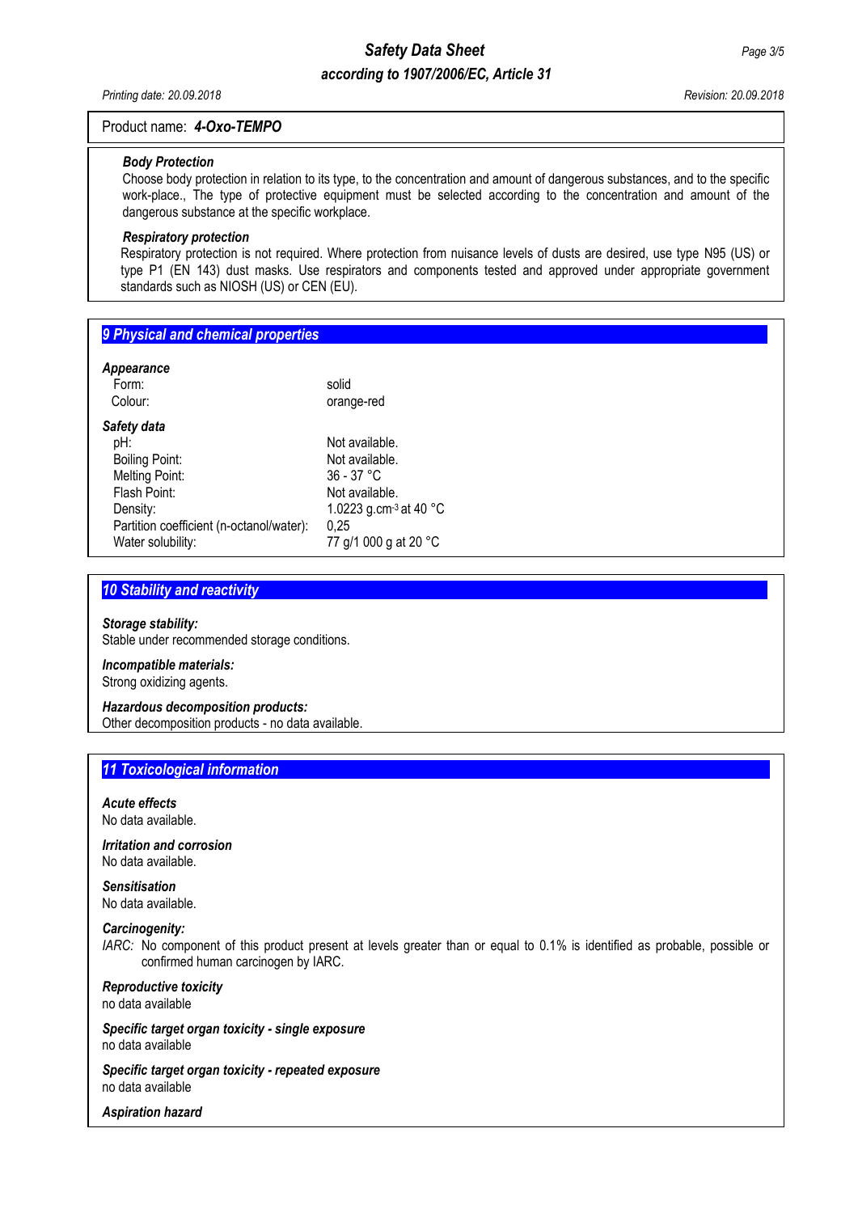Product name: ***4-Oxo-TEMPO***

***Body Protection***

Choose body protection in relation to its type, to the concentration and amount of dangerous substances, and to the specific work-place., The type of protective equipment must be selected according to the concentration and amount of the dangerous substance at the specific workplace.

***Respiratory protection***

Respiratory protection is not required. Where protection from nuisance levels of dusts are desired, use type N95 (US) or type P1 (EN 143) dust masks. Use respirators and components tested and approved under appropriate government standards such as NIOSH (US) or CEN (EU).

## 9 Physical and chemical properties

***Appearance***

| | |
|---|---|
| Form: | solid |
| Colour: | orange-red |

***Safety data***

| | |
|---|---|
| pH: | Not available. |
| Boiling Point: | Not available. |
| Melting Point: | 36 - 37 °C |
| Flash Point: | Not available. |
| Density: | 1.0223 g.cm$^{-3}$ at 40 °C |
| Partition coefficient (n-octanol/water): | 0,25 |
| Water solubility: | 77 g/1 000 g at 20 °C |

## 10 Stability and reactivity

***Storage stability:***
Stable under recommended storage conditions.

***Incompatible materials:***
Strong oxidizing agents.

***Hazardous decomposition products:***
Other decomposition products - no data available.

## 11 Toxicological information

***Acute effects***
No data available.

***Irritation and corrosion***
No data available.

***Sensitisation***
No data available.

***Carcinogenity:***
*IARC:* No component of this product present at levels greater than or equal to 0.1% is identified as probable, possible or confirmed human carcinogen by IARC.

***Reproductive toxicity***
no data available

***Specific target organ toxicity - single exposure***
no data available

***Specific target organ toxicity - repeated exposure***
no data available

***Aspiration hazard***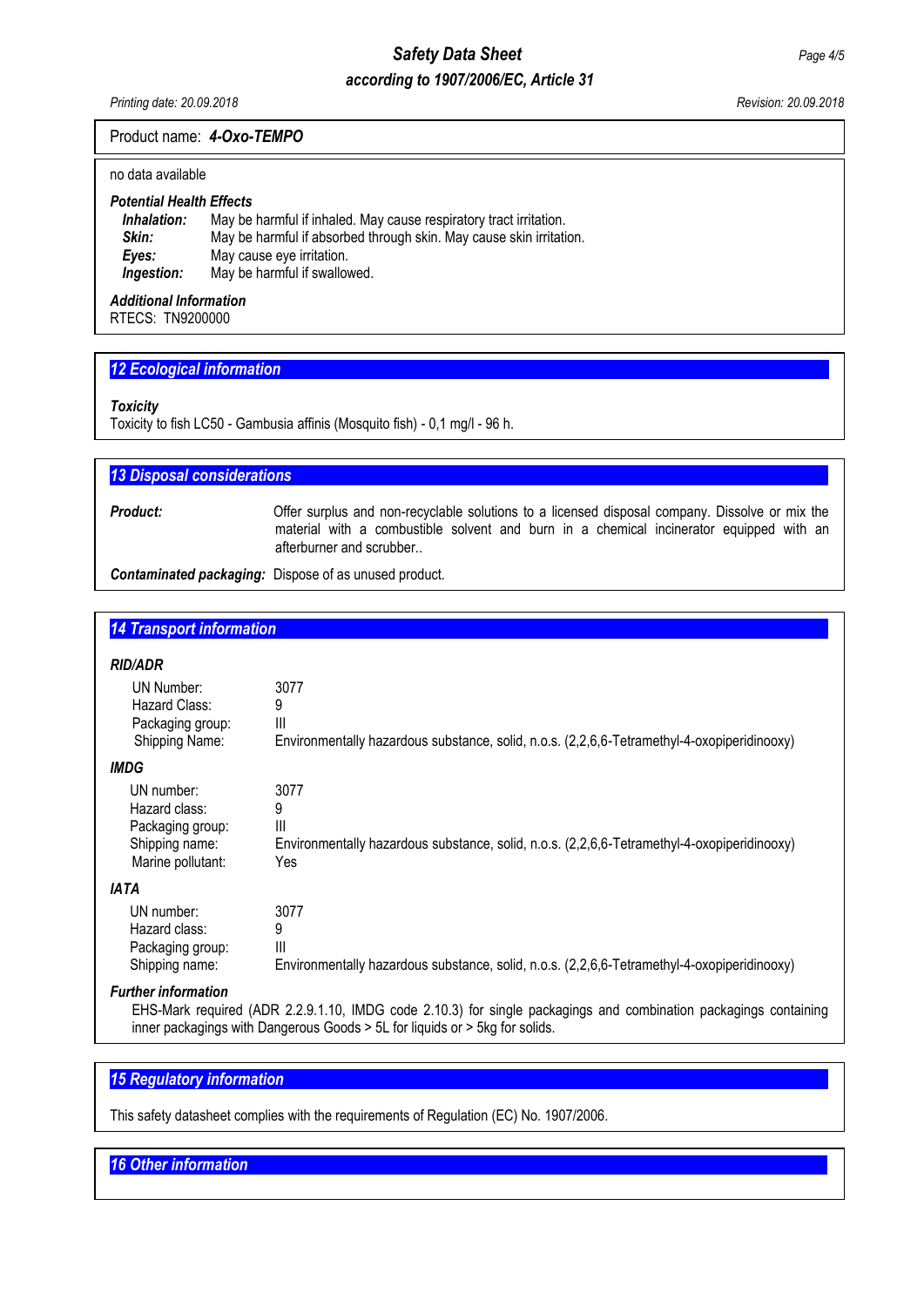Product name: ***4-Oxo-TEMPO***

no data available

***Potential Health Effects***

| | |
|---|---|
| ***Inhalation:*** | May be harmful if inhaled. May cause respiratory tract irritation. |
| ***Skin:*** | May be harmful if absorbed through skin. May cause skin irritation. |
| ***Eyes:*** | May cause eye irritation. |
| ***Ingestion:*** | May be harmful if swallowed. |

***Additional Information***

RTECS: TN9200000

## *12 Ecological information*

***Toxicity***

Toxicity to fish LC50 - Gambusia affinis (Mosquito fish) - 0,1 mg/l - 96 h.

## *13 Disposal considerations*

| | |
|---|---|
| ***Product:*** | Offer surplus and non-recyclable solutions to a licensed disposal company. Dissolve or mix the material with a combustible solvent and burn in a chemical incinerator equipped with an afterburner and scrubber.. |
| ***Contaminated packaging:*** | Dispose of as unused product. |

## *14 Transport information*

***RID/ADR***

| | |
|---|---|
| UN Number: | 3077 |
| Hazard Class: | 9 |
| Packaging group: | III |
| Shipping Name: | Environmentally hazardous substance, solid, n.o.s. (2,2,6,6-Tetramethyl-4-oxopiperidinooxy) |

***IMDG***

| | |
|---|---|
| UN number: | 3077 |
| Hazard class: | 9 |
| Packaging group: | III |
| Shipping name: | Environmentally hazardous substance, solid, n.o.s. (2,2,6,6-Tetramethyl-4-oxopiperidinooxy) |
| Marine pollutant: | Yes |

***IATA***

| | |
|---|---|
| UN number: | 3077 |
| Hazard class: | 9 |
| Packaging group: | III |
| Shipping name: | Environmentally hazardous substance, solid, n.o.s. (2,2,6,6-Tetramethyl-4-oxopiperidinooxy) |

***Further information***

EHS-Mark required (ADR 2.2.9.1.10, IMDG code 2.10.3) for single packagings and combination packagings containing inner packagings with Dangerous Goods > 5L for liquids or > 5kg for solids.

## *15 Regulatory information*

This safety datasheet complies with the requirements of Regulation (EC) No. 1907/2006.

## *16 Other information*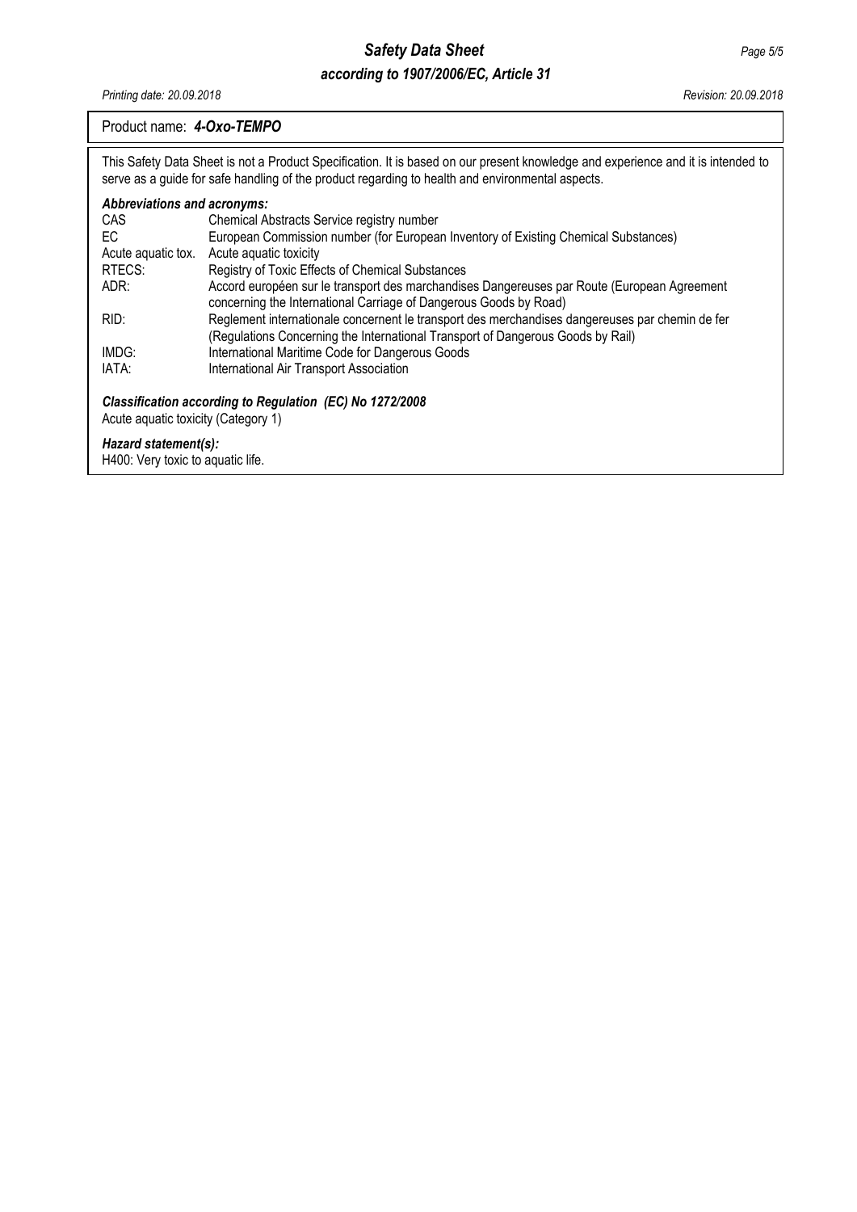Product name: ***4-Oxo-TEMPO***

This Safety Data Sheet is not a Product Specification. It is based on our present knowledge and experience and it is intended to serve as a guide for safe handling of the product regarding to health and environmental aspects.

***Abbreviations and acronyms:***

| | |
|---|---|
| CAS | Chemical Abstracts Service registry number |
| EC | European Commission number (for European Inventory of Existing Chemical Substances) |
| Acute aquatic tox. | Acute aquatic toxicity |
| RTECS: | Registry of Toxic Effects of Chemical Substances |
| ADR: | Accord européen sur le transport des marchandises Dangereuses par Route (European Agreement concerning the International Carriage of Dangerous Goods by Road) |
| RID: | Reglement internationale concernent le transport des merchandises dangereuses par chemin de fer (Regulations Concerning the International Transport of Dangerous Goods by Rail) |
| IMDG: | International Maritime Code for Dangerous Goods |
| IATA: | International Air Transport Association |

***Classification according to Regulation (EC) No 1272/2008***

Acute aquatic toxicity (Category 1)

***Hazard statement(s):***

H400: Very toxic to aquatic life.